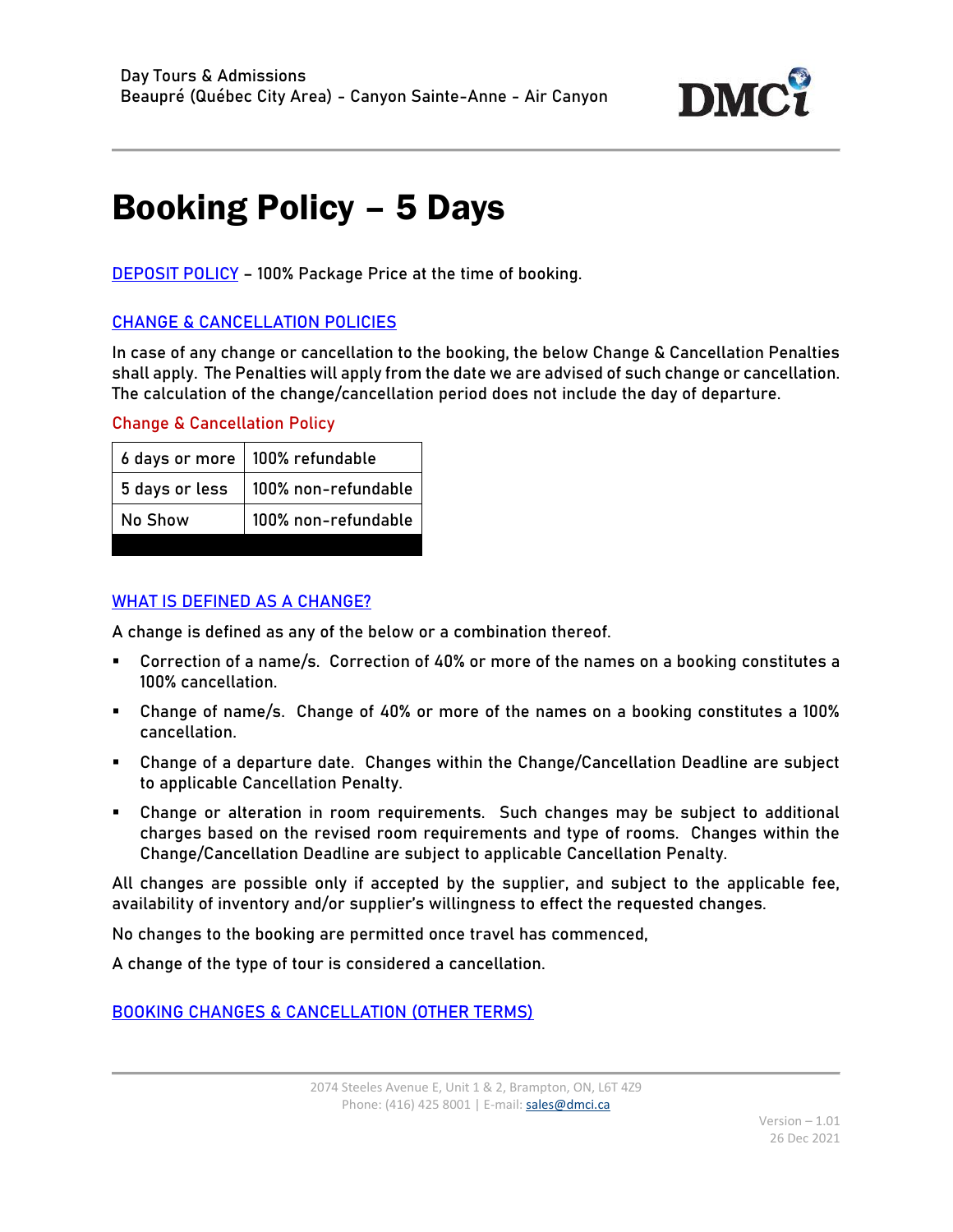Day Tours & Admissions
Beaupré (Québec City Area) - Canyon Sainte-Anne - Air Canyon

# Booking Policy – 5 Days

DEPOSIT POLICY – 100% Package Price at the time of booking.

## CHANGE & CANCELLATION POLICIES

In case of any change or cancellation to the booking, the below Change & Cancellation Penalties shall apply. The Penalties will apply from the date we are advised of such change or cancellation. The calculation of the change/cancellation period does not include the day of departure.

### Change & Cancellation Policy

| | |
|---|---|
| 6 days or more | 100% refundable |
| 5 days or less | 100% non-refundable |
| No Show | 100% non-refundable |

## WHAT IS DEFINED AS A CHANGE?

A change is defined as any of the below or a combination thereof.

- Correction of a name/s. Correction of 40% or more of the names on a booking constitutes a 100% cancellation.
- Change of name/s. Change of 40% or more of the names on a booking constitutes a 100% cancellation.
- Change of a departure date. Changes within the Change/Cancellation Deadline are subject to applicable Cancellation Penalty.
- Change or alteration in room requirements. Such changes may be subject to additional charges based on the revised room requirements and type of rooms. Changes within the Change/Cancellation Deadline are subject to applicable Cancellation Penalty.

All changes are possible only if accepted by the supplier, and subject to the applicable fee, availability of inventory and/or supplier's willingness to effect the requested changes.

No changes to the booking are permitted once travel has commenced,

A change of the type of tour is considered a cancellation.

## BOOKING CHANGES & CANCELLATION (OTHER TERMS)

2074 Steeles Avenue E, Unit 1 & 2, Brampton, ON, L6T 4Z9
Phone: (416) 425 8001 | E-mail: sales@dmci.ca

Version – 1.01
26 Dec 2021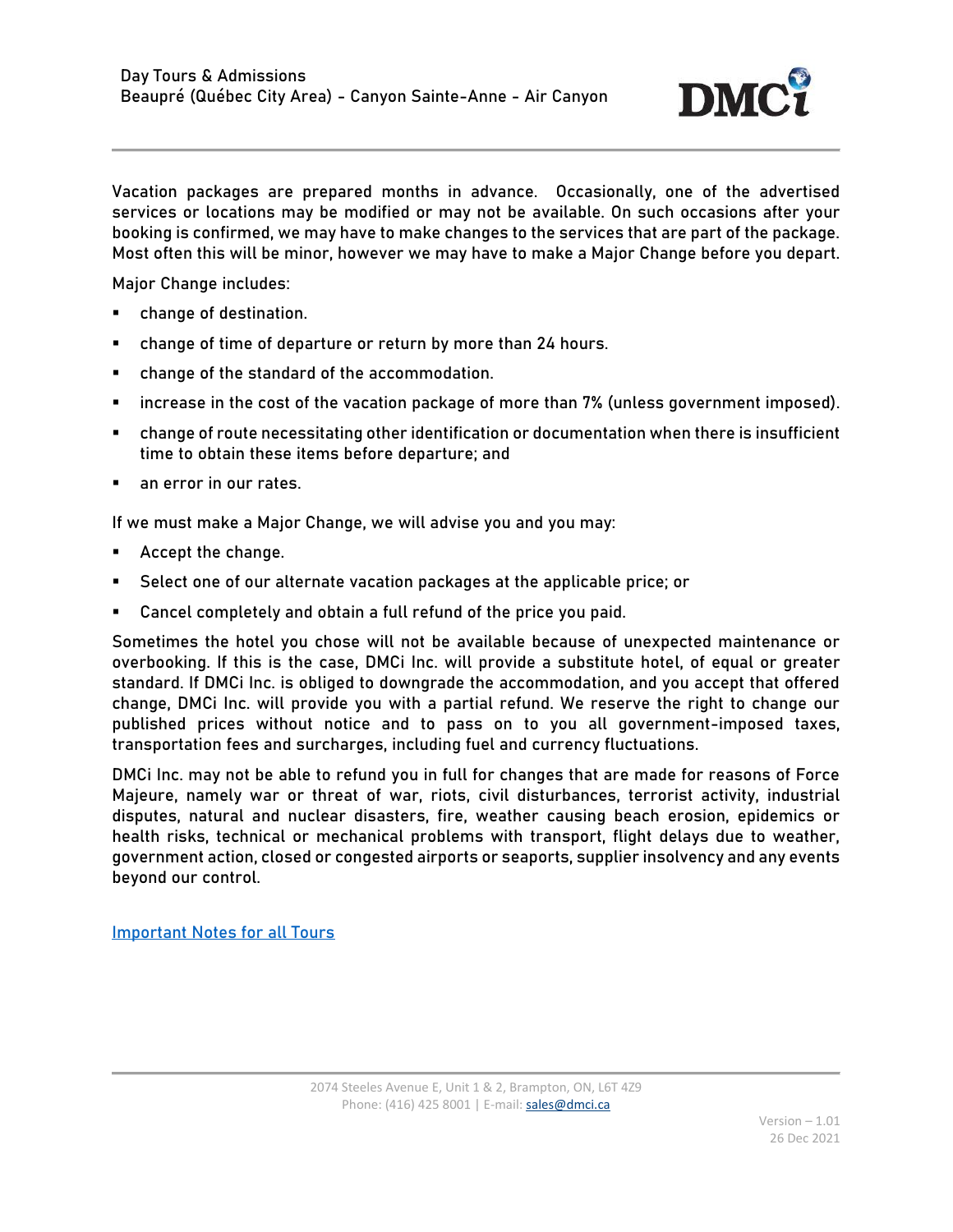Vacation packages are prepared months in advance. Occasionally, one of the advertised services or locations may be modified or may not be available. On such occasions after your booking is confirmed, we may have to make changes to the services that are part of the package. Most often this will be minor, however we may have to make a Major Change before you depart.

Major Change includes:

- change of destination.
- change of time of departure or return by more than 24 hours.
- change of the standard of the accommodation.
- increase in the cost of the vacation package of more than 7% (unless government imposed).
- change of route necessitating other identification or documentation when there is insufficient time to obtain these items before departure; and
- an error in our rates.

If we must make a Major Change, we will advise you and you may:

- Accept the change.
- Select one of our alternate vacation packages at the applicable price; or
- Cancel completely and obtain a full refund of the price you paid.

Sometimes the hotel you chose will not be available because of unexpected maintenance or overbooking. If this is the case, DMCi Inc. will provide a substitute hotel, of equal or greater standard. If DMCi Inc. is obliged to downgrade the accommodation, and you accept that offered change, DMCi Inc. will provide you with a partial refund. We reserve the right to change our published prices without notice and to pass on to you all government-imposed taxes, transportation fees and surcharges, including fuel and currency fluctuations.

DMCi Inc. may not be able to refund you in full for changes that are made for reasons of Force Majeure, namely war or threat of war, riots, civil disturbances, terrorist activity, industrial disputes, natural and nuclear disasters, fire, weather causing beach erosion, epidemics or health risks, technical or mechanical problems with transport, flight delays due to weather, government action, closed or congested airports or seaports, supplier insolvency and any events beyond our control.

[Important Notes for all Tours]